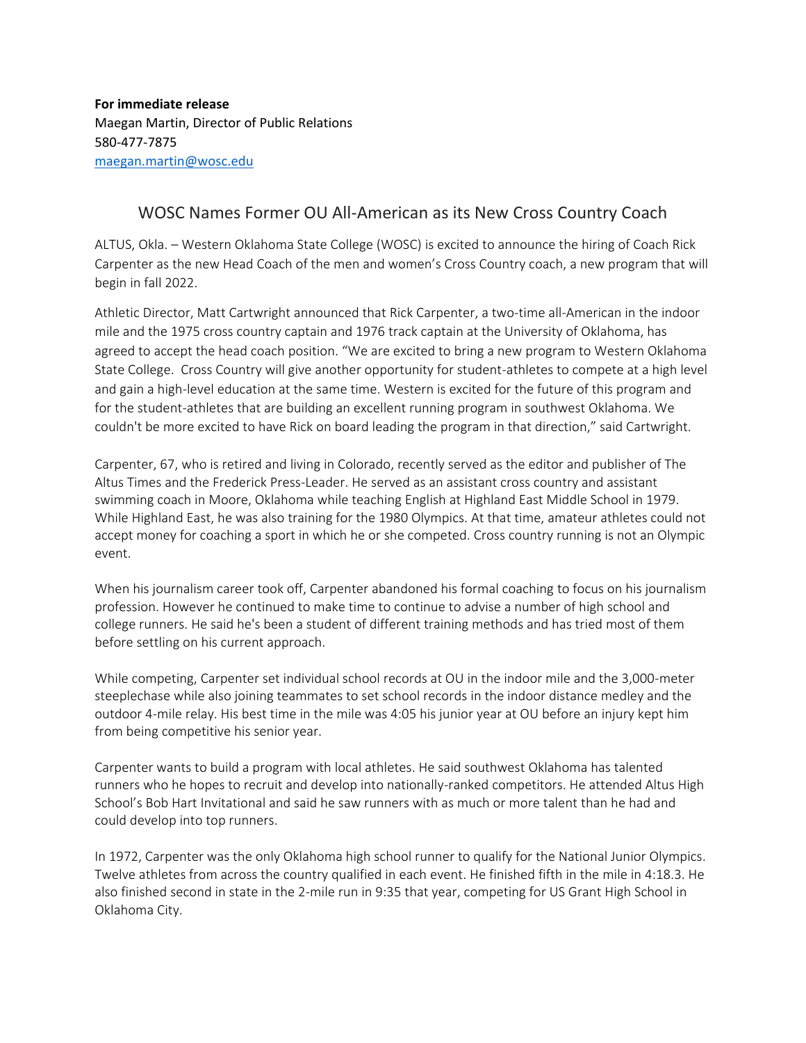**For immediate release**  
Maegan Martin, Director of Public Relations  
580-477-7875  
maegan.martin@wosc.edu

# WOSC Names Former OU All-American as its New Cross Country Coach

ALTUS, Okla. – Western Oklahoma State College (WOSC) is excited to announce the hiring of Coach Rick Carpenter as the new Head Coach of the men and women's Cross Country coach, a new program that will begin in fall 2022.

Athletic Director, Matt Cartwright announced that Rick Carpenter, a two-time all-American in the indoor mile and the 1975 cross country captain and 1976 track captain at the University of Oklahoma, has agreed to accept the head coach position. "We are excited to bring a new program to Western Oklahoma State College. Cross Country will give another opportunity for student-athletes to compete at a high level and gain a high-level education at the same time. Western is excited for the future of this program and for the student-athletes that are building an excellent running program in southwest Oklahoma. We couldn't be more excited to have Rick on board leading the program in that direction," said Cartwright.

Carpenter, 67, who is retired and living in Colorado, recently served as the editor and publisher of The Altus Times and the Frederick Press-Leader. He served as an assistant cross country and assistant swimming coach in Moore, Oklahoma while teaching English at Highland East Middle School in 1979. While Highland East, he was also training for the 1980 Olympics. At that time, amateur athletes could not accept money for coaching a sport in which he or she competed. Cross country running is not an Olympic event.

When his journalism career took off, Carpenter abandoned his formal coaching to focus on his journalism profession. However he continued to make time to continue to advise a number of high school and college runners. He said he's been a student of different training methods and has tried most of them before settling on his current approach.

While competing, Carpenter set individual school records at OU in the indoor mile and the 3,000-meter steeplechase while also joining teammates to set school records in the indoor distance medley and the outdoor 4-mile relay. His best time in the mile was 4:05 his junior year at OU before an injury kept him from being competitive his senior year.

Carpenter wants to build a program with local athletes. He said southwest Oklahoma has talented runners who he hopes to recruit and develop into nationally-ranked competitors. He attended Altus High School's Bob Hart Invitational and said he saw runners with as much or more talent than he had and could develop into top runners.

In 1972, Carpenter was the only Oklahoma high school runner to qualify for the National Junior Olympics. Twelve athletes from across the country qualified in each event. He finished fifth in the mile in 4:18.3. He also finished second in state in the 2-mile run in 9:35 that year, competing for US Grant High School in Oklahoma City.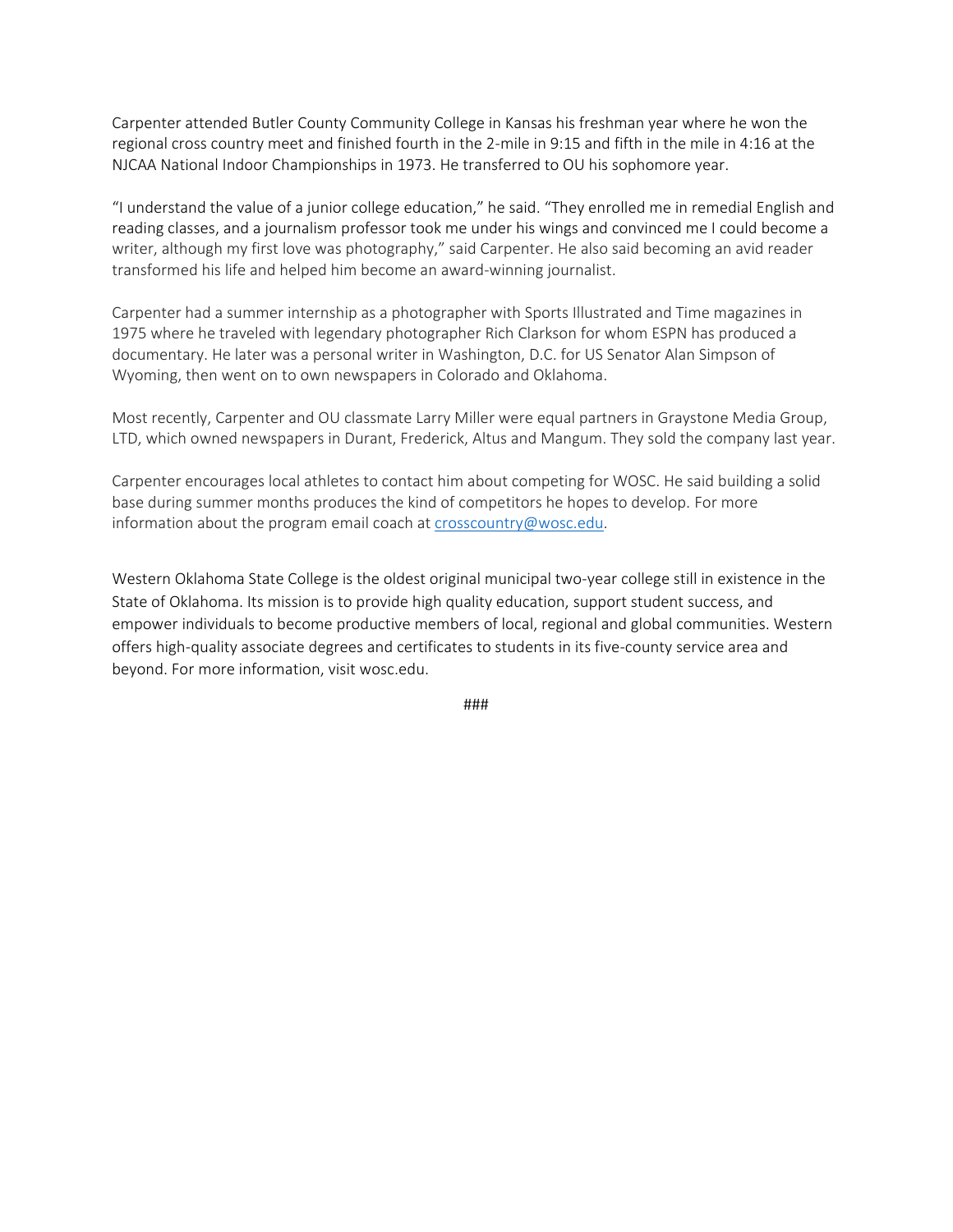Carpenter attended Butler County Community College in Kansas his freshman year where he won the regional cross country meet and finished fourth in the 2-mile in 9:15 and fifth in the mile in 4:16 at the NJCAA National Indoor Championships in 1973. He transferred to OU his sophomore year.

"I understand the value of a junior college education," he said. "They enrolled me in remedial English and reading classes, and a journalism professor took me under his wings and convinced me I could become a writer, although my first love was photography," said Carpenter. He also said becoming an avid reader transformed his life and helped him become an award-winning journalist.

Carpenter had a summer internship as a photographer with Sports Illustrated and Time magazines in 1975 where he traveled with legendary photographer Rich Clarkson for whom ESPN has produced a documentary. He later was a personal writer in Washington, D.C. for US Senator Alan Simpson of Wyoming, then went on to own newspapers in Colorado and Oklahoma.

Most recently, Carpenter and OU classmate Larry Miller were equal partners in Graystone Media Group, LTD, which owned newspapers in Durant, Frederick, Altus and Mangum. They sold the company last year.

Carpenter encourages local athletes to contact him about competing for WOSC. He said building a solid base during summer months produces the kind of competitors he hopes to develop. For more information about the program email coach at crosscountry@wosc.edu.

Western Oklahoma State College is the oldest original municipal two-year college still in existence in the State of Oklahoma. Its mission is to provide high quality education, support student success, and empower individuals to become productive members of local, regional and global communities. Western offers high-quality associate degrees and certificates to students in its five-county service area and beyond. For more information, visit wosc.edu.

###